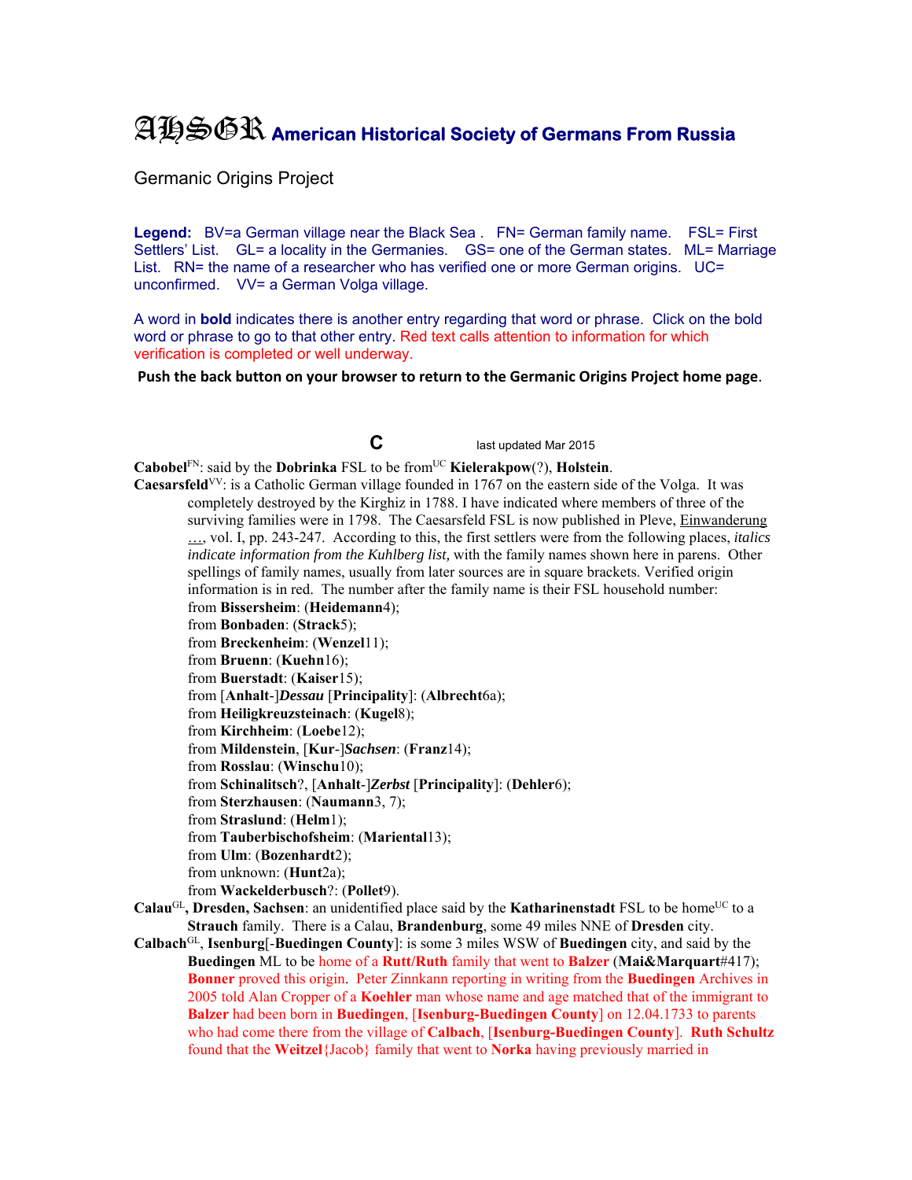# AHSGR American Historical Society of Germans From Russia

Germanic Origins Project

**Legend:** BV=a German village near the Black Sea . FN= German family name. FSL= First Settlers' List. GL= a locality in the Germanies. GS= one of the German states. ML= Marriage List. RN= the name of a researcher who has verified one or more German origins. UC= unconfirmed. VV= a German Volga village.

A word in **bold** indicates there is another entry regarding that word or phrase. Click on the bold word or phrase to go to that other entry. Red text calls attention to information for which verification is completed or well underway.

**Push the back button on your browser to return to the Germanic Origins Project home page**.

## C

last updated Mar 2015

**Cabobel**[FN]: said by the **Dobrinka** FSL to be from[UC] **Kielerakpow**(?), **Holstein**.

**Caesarsfeld**[VV]: is a Catholic German village founded in 1767 on the eastern side of the Volga. It was completely destroyed by the Kirghiz in 1788. I have indicated where members of three of the surviving families were in 1798. The Caesarsfeld FSL is now published in Pleve, Einwanderung …, vol. I, pp. 243-247. According to this, the first settlers were from the following places, *italics indicate information from the Kuhlberg list,* with the family names shown here in parens. Other spellings of family names, usually from later sources are in square brackets. Verified origin information is in red. The number after the family name is their FSL household number:

- from **Bissersheim**: (**Heidemann**4);
- from **Bonbaden**: (**Strack**5);
- from **Breckenheim**: (**Wenzel**11);
- from **Bruenn**: (**Kuehn**16);
- from **Buerstadt**: (**Kaiser**15);
- from [**Anhalt**-]***Dessau*** [**Principality**]: (**Albrecht**6a);
- from **Heiligkreuzsteinach**: (**Kugel**8);
- from **Kirchheim**: (**Loebe**12);
- from **Mildenstein**, [**Kur**-]***Sachsen***: (**Franz**14);
- from **Rosslau**: (**Winschu**10);
- from **Schinalitsch**?, [**Anhalt**-]***Zerbst*** [**Principality**]: (**Dehler**6);
- from **Sterzhausen**: (**Naumann**3, 7);
- from **Straslund**: (**Helm**1);
- from **Tauberbischofsheim**: (**Mariental**13);
- from **Ulm**: (**Bozenhardt**2);
- from unknown: (**Hunt**2a);
- from **Wackelderbusch**?: (**Pollet**9).

**Calau**[GL]**, Dresden, Sachsen**: an unidentified place said by the **Katharinenstadt** FSL to be home[UC] to a **Strauch** family. There is a Calau, **Brandenburg**, some 49 miles NNE of **Dresden** city.

**Calbach**[GL], **Isenburg**[-**Buedingen County**]: is some 3 miles WSW of **Buedingen** city, and said by the **Buedingen** ML to be home of a **Rutt/Ruth** family that went to **Balzer** (**Mai&Marquart**#417); **Bonner** proved this origin. Peter Zinnkann reporting in writing from the **Buedingen** Archives in 2005 told Alan Cropper of a **Koehler** man whose name and age matched that of the immigrant to **Balzer** had been born in **Buedingen**, [**Isenburg-Buedingen County**] on 12.04.1733 to parents who had come there from the village of **Calbach**, [**Isenburg-Buedingen County**]. **Ruth Schultz** found that the **Weitzel**{Jacob} family that went to **Norka** having previously married in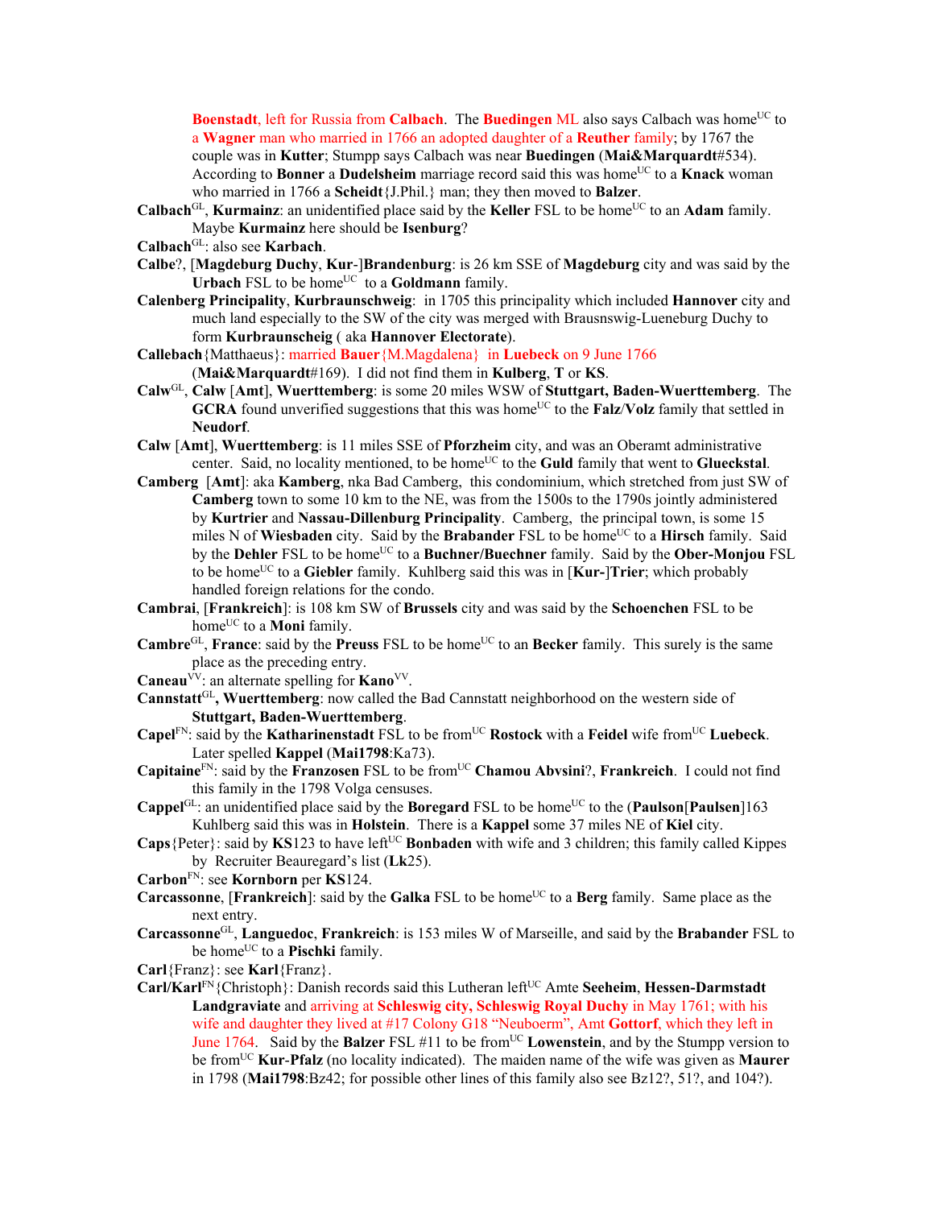**Boenstadt**, left for Russia from **Calbach**. The **Buedingen** ML also says Calbach was home[UC] to a **Wagner** man who married in 1766 an adopted daughter of a **Reuther** family; by 1767 the couple was in **Kutter**; Stumpp says Calbach was near **Buedingen** (**Mai&Marquardt**#534). According to **Bonner** a **Dudelsheim** marriage record said this was home[UC] to a **Knack** woman who married in 1766 a **Scheidt**{J.Phil.} man; they then moved to **Balzer**.

**Calbach**[GL], **Kurmainz**: an unidentified place said by the **Keller** FSL to be home[UC] to an **Adam** family. Maybe **Kurmainz** here should be **Isenburg**?

**Calbach**[GL]: also see **Karbach**.

**Calbe**?, [**Magdeburg Duchy**, **Kur**-]**Brandenburg**: is 26 km SSE of **Magdeburg** city and was said by the **Urbach** FSL to be home[UC] to a **Goldmann** family.

**Calenberg Principality**, **Kurbraunschweig**: in 1705 this principality which included **Hannover** city and much land especially to the SW of the city was merged with Brausnswig-Lueneburg Duchy to form **Kurbraunscheig** ( aka **Hannover Electorate**).

**Callebach**{Matthaeus}: married **Bauer**{M.Magdalena} in **Luebeck** on 9 June 1766 (**Mai&Marquardt**#169). I did not find them in **Kulberg**, **T** or **KS**.

**Calw**[GL], **Calw** [**Amt**], **Wuerttemberg**: is some 20 miles WSW of **Stuttgart, Baden-Wuerttemberg**. The **GCRA** found unverified suggestions that this was home[UC] to the **Falz**/**Volz** family that settled in **Neudorf**.

**Calw** [**Amt**], **Wuerttemberg**: is 11 miles SSE of **Pforzheim** city, and was an Oberamt administrative center. Said, no locality mentioned, to be home[UC] to the **Guld** family that went to **Glueckstal**.

**Camberg** [**Amt**]: aka **Kamberg**, nka Bad Camberg, this condominium, which stretched from just SW of **Camberg** town to some 10 km to the NE, was from the 1500s to the 1790s jointly administered by **Kurtrier** and **Nassau-Dillenburg Principality**. Camberg, the principal town, is some 15 miles N of **Wiesbaden** city. Said by the **Brabander** FSL to be home[UC] to a **Hirsch** family. Said by the **Dehler** FSL to be home[UC] to a **Buchner/Buechner** family. Said by the **Ober-Monjou** FSL to be home[UC] to a **Giebler** family. Kuhlberg said this was in [**Kur-**]**Trier**; which probably handled foreign relations for the condo.

**Cambrai**, [**Frankreich**]: is 108 km SW of **Brussels** city and was said by the **Schoenchen** FSL to be home[UC] to a **Moni** family.

**Cambre**[GL], **France**: said by the **Preuss** FSL to be home[UC] to an **Becker** family. This surely is the same place as the preceding entry.

**Caneau**[VV]: an alternate spelling for **Kano**[VV].

**Cannstatt**[GL]**, Wuerttemberg**: now called the Bad Cannstatt neighborhood on the western side of **Stuttgart, Baden-Wuerttemberg**.

**Capel**[FN]: said by the **Katharinenstadt** FSL to be from[UC] **Rostock** with a **Feidel** wife from[UC] **Luebeck**. Later spelled **Kappel** (**Mai1798**:Ka73).

**Capitaine**[FN]: said by the **Franzosen** FSL to be from[UC] **Chamou Abvsini**?, **Frankreich**. I could not find this family in the 1798 Volga censuses.

**Cappel**[GL]: an unidentified place said by the **Boregard** FSL to be home[UC] to the (**Paulson**[**Paulsen**]163 Kuhlberg said this was in **Holstein**. There is a **Kappel** some 37 miles NE of **Kiel** city.

**Caps**{Peter}: said by **KS**123 to have left[UC] **Bonbaden** with wife and 3 children; this family called Kippes by Recruiter Beauregard's list (**Lk**25).

**Carbon**[FN]: see **Kornborn** per **KS**124.

**Carcassonne**, [**Frankreich**]: said by the **Galka** FSL to be home[UC] to a **Berg** family. Same place as the next entry.

**Carcassonne**[GL], **Languedoc**, **Frankreich**: is 153 miles W of Marseille, and said by the **Brabander** FSL to be home[UC] to a **Pischki** family.

**Carl**{Franz}: see **Karl**{Franz}.

**Carl/Karl**[FN]{Christoph}: Danish records said this Lutheran left[UC] Amte **Seeheim**, **Hessen-Darmstadt Landgraviate** and arriving at **Schleswig city, Schleswig Royal Duchy** in May 1761; with his wife and daughter they lived at #17 Colony G18 "Neuboerm", Amt **Gottorf**, which they left in June 1764. Said by the **Balzer** FSL #11 to be from[UC] **Lowenstein**, and by the Stumpp version to be from[UC] **Kur**-**Pfalz** (no locality indicated). The maiden name of the wife was given as **Maurer** in 1798 (**Mai1798**:Bz42; for possible other lines of this family also see Bz12?, 51?, and 104?).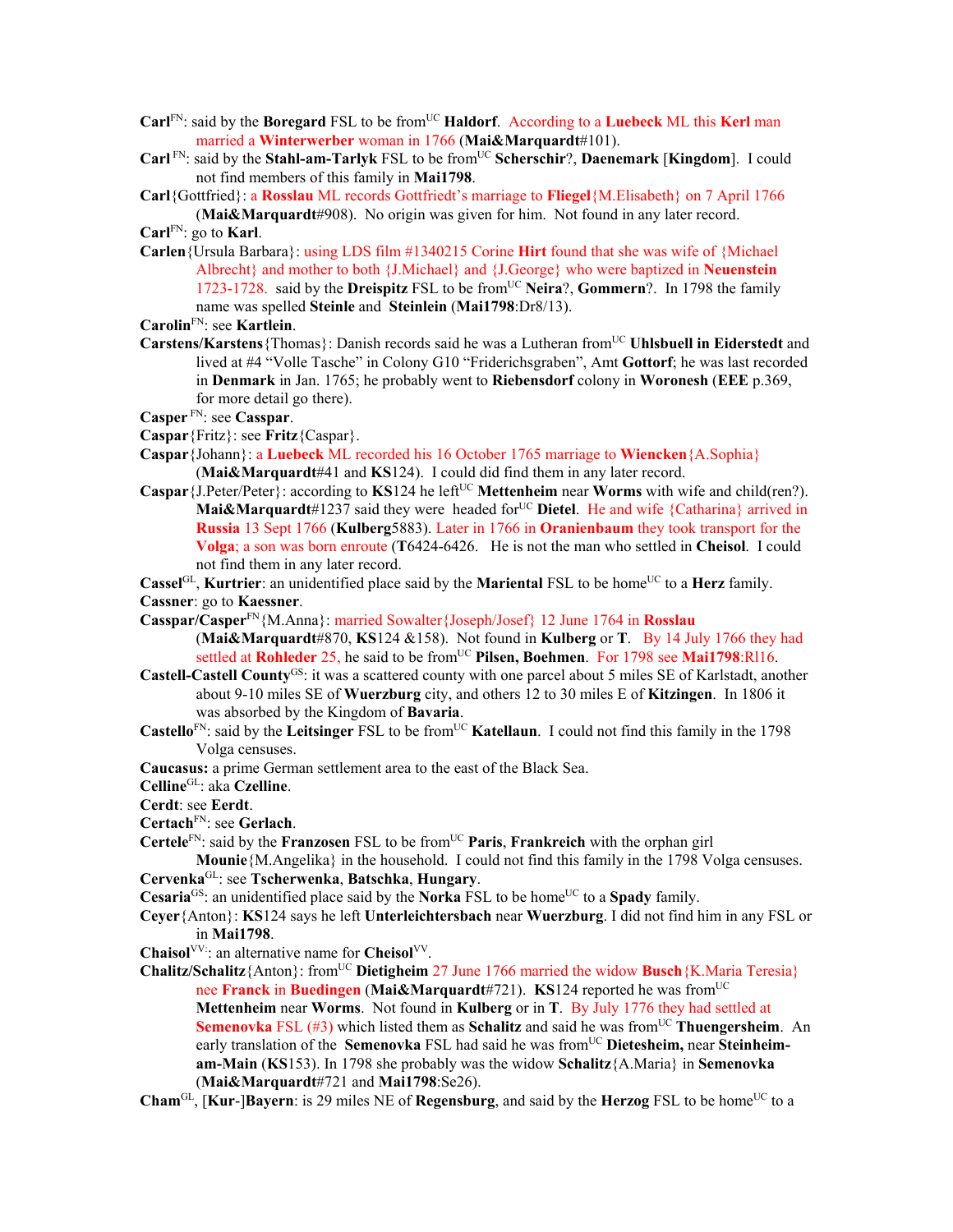**Carl**[FN]: said by the **Boregard** FSL to be from[UC] **Haldorf**. According to a **Luebeck** ML this **Kerl** man married a **Winterwerber** woman in 1766 (**Mai&Marquardt**#101).

**Carl** [FN]: said by the **Stahl-am-Tarlyk** FSL to be from[UC] **Scherschir**?, **Daenemark** [**Kingdom**]. I could not find members of this family in **Mai1798**.

**Carl**{Gottfried}: a **Rosslau** ML records Gottfriedt's marriage to **Fliegel**{M.Elisabeth} on 7 April 1766 (**Mai&Marquardt**#908). No origin was given for him. Not found in any later record.

**Carl**[FN]: go to **Karl**.

**Carlen**{Ursula Barbara}: using LDS film #1340215 Corine **Hirt** found that she was wife of {Michael Albrecht} and mother to both {J.Michael} and {J.George} who were baptized in **Neuenstein** 1723-1728. said by the **Dreispitz** FSL to be from[UC] **Neira**?, **Gommern**?. In 1798 the family name was spelled **Steinle** and **Steinlein** (**Mai1798**:Dr8/13).

**Carolin**[FN]: see **Kartlein**.

**Carstens/Karstens**{Thomas}: Danish records said he was a Lutheran from[UC] **Uhlsbuell in Eiderstedt** and lived at #4 "Volle Tasche" in Colony G10 "Friderichsgraben", Amt **Gottorf**; he was last recorded in **Denmark** in Jan. 1765; he probably went to **Riebensdorf** colony in **Woronesh** (**EEE** p.369, for more detail go there).

**Casper** [FN]: see **Casspar**.

**Caspar**{Fritz}: see **Fritz**{Caspar}.

**Caspar**{Johann}: a **Luebeck** ML recorded his 16 October 1765 marriage to **Wiencken**{A.Sophia} (**Mai&Marquardt**#41 and **KS**124). I could did find them in any later record.

**Caspar**{J.Peter/Peter}: according to **KS**124 he left[UC] **Mettenheim** near **Worms** with wife and child(ren?). **Mai&Marquardt**#1237 said they were headed for[UC] **Dietel**. He and wife {Catharina} arrived in **Russia** 13 Sept 1766 (**Kulberg**5883). Later in 1766 in **Oranienbaum** they took transport for the **Volga**; a son was born enroute (**T**6424-6426. He is not the man who settled in **Cheisol**. I could not find them in any later record.

**Cassel**[GL], **Kurtrier**: an unidentified place said by the **Mariental** FSL to be home[UC] to a **Herz** family.

**Cassner**: go to **Kaessner**.

**Casspar/Casper**[FN]{M.Anna}: married Sowalter{Joseph/Josef} 12 June 1764 in **Rosslau** (**Mai&Marquardt**#870, **KS**124 &158). Not found in **Kulberg** or **T**. By 14 July 1766 they had settled at **Rohleder** 25, he said to be from[UC] **Pilsen, Boehmen**. For 1798 see **Mai1798**:Rl16.

**Castell-Castell County**[GS]: it was a scattered county with one parcel about 5 miles SE of Karlstadt, another about 9-10 miles SE of **Wuerzburg** city, and others 12 to 30 miles E of **Kitzingen**. In 1806 it was absorbed by the Kingdom of **Bavaria**.

**Castello**[FN]: said by the **Leitsinger** FSL to be from[UC] **Katellaun**. I could not find this family in the 1798 Volga censuses.

**Caucasus:** a prime German settlement area to the east of the Black Sea.

**Celline**[GL]: aka **Czelline**.

**Cerdt**: see **Eerdt**.

**Certach**[FN]: see **Gerlach**.

**Certele**[FN]: said by the **Franzosen** FSL to be from[UC] **Paris**, **Frankreich** with the orphan girl **Mounie**{M.Angelika} in the household. I could not find this family in the 1798 Volga censuses.

**Cervenka**[GL]: see **Tscherwenka**, **Batschka**, **Hungary**.

**Cesaria**[GS]: an unidentified place said by the **Norka** FSL to be home[UC] to a **Spady** family.

**Ceyer**{Anton}: **KS**124 says he left **Unterleichtersbach** near **Wuerzburg**. I did not find him in any FSL or in **Mai1798**.

**Chaisol**[VV]: an alternative name for **Cheisol**[VV].

**Chalitz/Schalitz**{Anton}: from[UC] **Dietigheim** 27 June 1766 married the widow **Busch**{K.Maria Teresia} nee **Franck** in **Buedingen** (**Mai&Marquardt**#721). **KS**124 reported he was from[UC] **Mettenheim** near **Worms**. Not found in **Kulberg** or in **T**. By July 1776 they had settled at **Semenovka** FSL (#3) which listed them as **Schalitz** and said he was from[UC] **Thuengersheim**. An early translation of the **Semenovka** FSL had said he was from[UC] **Dietesheim,** near **Steinheim-am-Main** (**KS**153). In 1798 she probably was the widow **Schalitz**{A.Maria} in **Semenovka** (**Mai&Marquardt**#721 and **Mai1798**:Se26).

**Cham**[GL], [**Kur**-]**Bayern**: is 29 miles NE of **Regensburg**, and said by the **Herzog** FSL to be home[UC] to a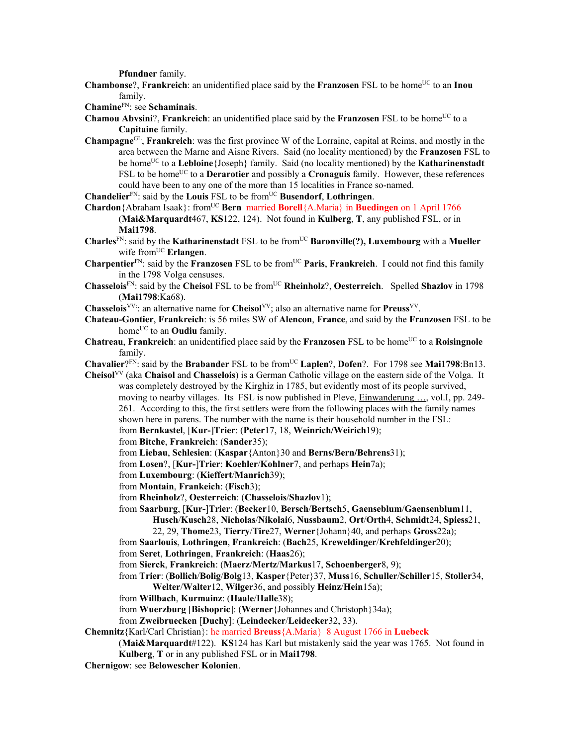**Pfundner** family.

**Chambonse**?, **Frankreich**: an unidentified place said by the **Franzosen** FSL to be home[UC] to an **Inou** family.

**Chamine**[FN]: see **Schaminais**.

**Chamou Abvsini**?, **Frankreich**: an unidentified place said by the **Franzosen** FSL to be home[UC] to a **Capitaine** family.

**Champagne**[GL], **Frankreich**: was the first province W of the Lorraine, capital at Reims, and mostly in the area between the Marne and Aisne Rivers. Said (no locality mentioned) by the **Franzosen** FSL to be home[UC] to a **Lebloine**{Joseph} family. Said (no locality mentioned) by the **Katharinenstadt** FSL to be home[UC] to a **Derarotier** and possibly a **Cronaguis** family. However, these references could have been to any one of the more than 15 localities in France so-named.

**Chandelier**[FN]: said by the **Louis** FSL to be from[UC] **Busendorf**, **Lothringen**.

**Chardon**{Abraham Isaak}: from[UC] **Bern** married **Borell**{A.Maria} in **Buedingen** on 1 April 1766 (**Mai&Marquardt**467, **KS**122, 124). Not found in **Kulberg**, **T**, any published FSL, or in **Mai1798**.

**Charles**[FN]: said by the **Katharinenstadt** FSL to be from[UC] **Baronville(?), Luxembourg** with a **Mueller** wife from[UC] **Erlangen**.

**Charpentier**[FN]: said by the **Franzosen** FSL to be from[UC] **Paris**, **Frankreich**. I could not find this family in the 1798 Volga censuses.

**Chasselois**[FN]: said by the **Cheisol** FSL to be from[UC] **Rheinholz**?, **Oesterreich**. Spelled **Shazlov** in 1798 (**Mai1798**:Ka68).

**Chasselois**[VV]: an alternative name for **Cheisol**[VV]; also an alternative name for **Preuss**[VV].

**Chateau-Gontier**, **Frankreich**: is 56 miles SW of **Alencon**, **France**, and said by the **Franzosen** FSL to be home[UC] to an **Oudiu** family.

**Chatreau**, **Frankreich**: an unidentified place said by the **Franzosen** FSL to be home[UC] to a **Roisingnole** family.

**Chavalier**?[FN]: said by the **Brabander** FSL to be from[UC] **Laplen**?, **Dofen**?. For 1798 see **Mai1798**:Bn13.

**Cheisol**[VV] (aka **Chaisol** and **Chasselois**) is a German Catholic village on the eastern side of the Volga. It was completely destroyed by the Kirghiz in 1785, but evidently most of its people survived, moving to nearby villages. Its FSL is now published in Pleve, Einwanderung …, vol.I, pp. 249-261. According to this, the first settlers were from the following places with the family names shown here in parens. The number with the name is their household number in the FSL:

- from **Bernkastel**, [**Kur-**]**Trier**: (**Peter**17, 18, **Weinrich/Weirich**19);
- from **Bitche**, **Frankreich**: (**Sander**35);
- from **Liebau**, **Schlesien**: (**Kaspar**{Anton}30 and **Berns**/**Bern**/**Behrens**31);
- from **Losen**?, [**Kur-**]**Trier**: **Koehler**/**Kohlner**7, and perhaps **Hein**7a);
- from **Luxembourg**: (**Kieffert**/**Manrich**39);
- from **Montain**, **Frankeich**: (**Fisch**3);
- from **Rheinholz**?, **Oesterreich**: (**Chasselois**/**Shazlov**1);
- from **Saarburg**, [**Kur-**]**Trier**: (**Becker**10, **Bersch**/**Bertsch**5, **Gaenseblum**/**Gaensenblum**11, **Husch**/**Kusch**28, **Nicholas**/**Nikolai**6, **Nussbaum**2, **Ort**/**Orth**4, **Schmidt**24, **Spiess**21, 22, 29, **Thome**23, **Tierry**/**Tire**27, **Werner**{Johann}40, and perhaps **Gross**22a);
- from **Saarlouis**, **Lothringen**, **Frankreich**: (**Bach**25, **Kreweldinger**/**Krehfeldinger**20);
- from **Seret**, **Lothringen**, **Frankreich**: (**Haas**26);
- from **Sierck**, **Frankreich**: (**Maerz**/**Mertz**/**Markus**17, **Schoenberger**8, 9);
- from **Trier**: (**Bollich**/**Bolig**/**Bolg**13, **Kasper**{Peter}37, **Muss**16, **Schuller**/**Schiller**15, **Stoller**34, **Welter**/**Walter**12, **Wilger**36, and possibly **Heinz**/**Hein**15a);
- from **Willbach**, **Kurmainz**: (**Haale**/**Halle**38);
- from **Wuerzburg** [**Bishopric**]: (**Werner**{Johannes and Christoph}34a);
- from **Zweibruecken** [**Duchy**]: (**Leindecker**/**Leidecker**32, 33).

**Chemnitz**{Karl/Carl Christian}: he married **Breuss**{A.Maria} 8 August 1766 in **Luebeck** (**Mai&Marquardt**#122). **KS**124 has Karl but mistakenly said the year was 1765. Not found in **Kulberg**, **T** or in any published FSL or in **Mai1798**.

**Chernigow**: see **Belowescher Kolonien**.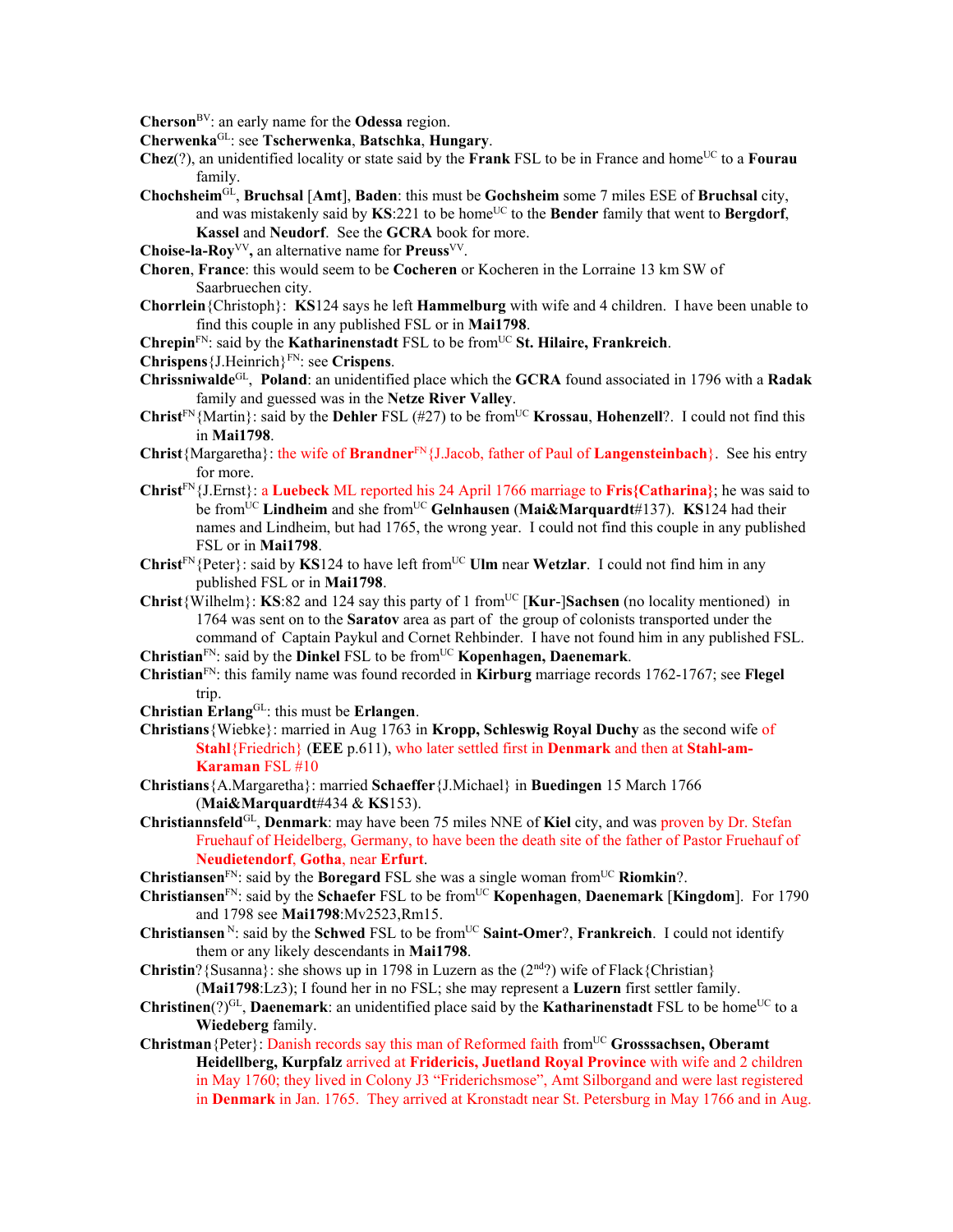**Cherson**[BV]: an early name for the **Odessa** region.

**Cherwenka**[GL]: see **Tscherwenka**, **Batschka**, **Hungary**.

**Chez**(?), an unidentified locality or state said by the **Frank** FSL to be in France and home[UC] to a **Fourau** family.

**Chochsheim**[GL], **Bruchsal** [**Amt**], **Baden**: this must be **Gochsheim** some 7 miles ESE of **Bruchsal** city, and was mistakenly said by **KS**:221 to be home[UC] to the **Bender** family that went to **Bergdorf**, **Kassel** and **Neudorf**. See the **GCRA** book for more.

**Choise-la-Roy**[VV]**,** an alternative name for **Preuss**[VV].

**Choren**, **France**: this would seem to be **Cocheren** or Kocheren in the Lorraine 13 km SW of Saarbruechen city.

**Chorrlein**{Christoph}: **KS**124 says he left **Hammelburg** with wife and 4 children. I have been unable to find this couple in any published FSL or in **Mai1798**.

**Chrepin**[FN]: said by the **Katharinenstadt** FSL to be from[UC] **St. Hilaire, Frankreich**.

**Chrispens**{J.Heinrich}[FN]: see **Crispens**.

**Chrissniwalde**[GL], **Poland**: an unidentified place which the **GCRA** found associated in 1796 with a **Radak** family and guessed was in the **Netze River Valley**.

**Christ**[FN]{Martin}: said by the **Dehler** FSL (#27) to be from[UC] **Krossau**, **Hohenzell**?. I could not find this in **Mai1798**.

**Christ**{Margaretha}: the wife of **Brandner**[FN]{J.Jacob, father of Paul of **Langensteinbach**}. See his entry for more.

**Christ**[FN]{J.Ernst}: a **Luebeck** ML reported his 24 April 1766 marriage to **Fris{Catharina}**; he was said to be from[UC] **Lindheim** and she from[UC] **Gelnhausen** (**Mai&Marquardt**#137). **KS**124 had their names and Lindheim, but had 1765, the wrong year. I could not find this couple in any published FSL or in **Mai1798**.

**Christ**[FN]{Peter}: said by **KS**124 to have left from[UC] **Ulm** near **Wetzlar**. I could not find him in any published FSL or in **Mai1798**.

**Christ**{Wilhelm}: **KS**:82 and 124 say this party of 1 from[UC] [**Kur**-]**Sachsen** (no locality mentioned) in 1764 was sent on to the **Saratov** area as part of the group of colonists transported under the command of Captain Paykul and Cornet Rehbinder. I have not found him in any published FSL.

**Christian**[FN]: said by the **Dinkel** FSL to be from[UC] **Kopenhagen, Daenemark**.

**Christian**[FN]: this family name was found recorded in **Kirburg** marriage records 1762-1767; see **Flegel** trip.

**Christian Erlang**[GL]: this must be **Erlangen**.

**Christians**{Wiebke}: married in Aug 1763 in **Kropp, Schleswig Royal Duchy** as the second wife of **Stahl**{Friedrich} (**EEE** p.611), who later settled first in **Denmark** and then at **Stahl-am-Karaman** FSL #10

**Christians**{A.Margaretha}: married **Schaeffer**{J.Michael} in **Buedingen** 15 March 1766 (**Mai&Marquardt**#434 & **KS**153).

**Christiannsfeld**[GL], **Denmark**: may have been 75 miles NNE of **Kiel** city, and was proven by Dr. Stefan Fruehauf of Heidelberg, Germany, to have been the death site of the father of Pastor Fruehauf of **Neudietendorf**, **Gotha**, near **Erfurt**.

**Christiansen**[FN]: said by the **Boregard** FSL she was a single woman from[UC] **Riomkin**?.

**Christiansen**[FN]: said by the **Schaefer** FSL to be from[UC] **Kopenhagen**, **Daenemark** [**Kingdom**]. For 1790 and 1798 see **Mai1798**:Mv2523,Rm15.

**Christiansen**[N]: said by the **Schwed** FSL to be from[UC] **Saint-Omer**?, **Frankreich**. I could not identify them or any likely descendants in **Mai1798**.

**Christin**?{Susanna}: she shows up in 1798 in Luzern as the (2nd?) wife of Flack{Christian} (**Mai1798**:Lz3); I found her in no FSL; she may represent a **Luzern** first settler family.

**Christinen**(?)[GL], **Daenemark**: an unidentified place said by the **Katharinenstadt** FSL to be home[UC] to a **Wiedeberg** family.

**Christman**{Peter}: Danish records say this man of Reformed faith from[UC] **Grosssachsen, Oberamt Heidellberg, Kurpfalz** arrived at **Fridericis, Juetland Royal Province** with wife and 2 children in May 1760; they lived in Colony J3 "Friderichsmose", Amt Silborgand and were last registered in **Denmark** in Jan. 1765. They arrived at Kronstadt near St. Petersburg in May 1766 and in Aug.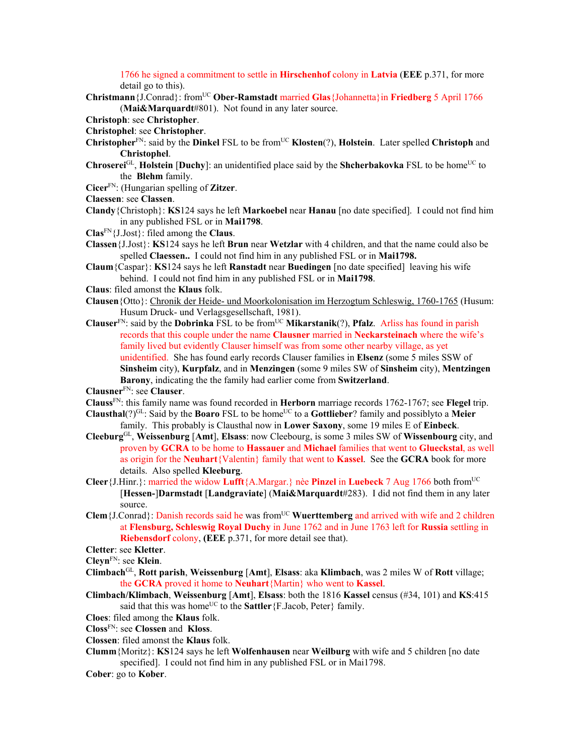1766 he signed a commitment to settle in **Hirschenhof** colony in **Latvia** (**EEE** p.371, for more detail go to this).

**Christmann**{J.Conrad}: from[UC] **Ober-Ramstadt** married **Glas**{Johannetta}in **Friedberg** 5 April 1766 (**Mai&Marquardt**#801). Not found in any later source.

**Christoph**: see **Christopher**.

**Christophel**: see **Christopher**.

**Christopher**[FN]: said by the **Dinkel** FSL to be from[UC] **Klosten**(?), **Holstein**. Later spelled **Christoph** and **Christophel**.

**Chroserei**[GL], **Holstein** [**Duchy**]: an unidentified place said by the **Shcherbakovka** FSL to be home[UC] to the **Blehm** family.

**Cicer**[FN]: (Hungarian spelling of **Zitzer**.

**Claessen**: see **Classen**.

**Clandy**{Christoph}: **KS**124 says he left **Markoebel** near **Hanau** [no date specified]. I could not find him in any published FSL or in **Mai1798**.

**Clas**[FN]{J.Jost}: filed among the **Claus**.

**Classen**{J.Jost}: **KS**124 says he left **Brun** near **Wetzlar** with 4 children, and that the name could also be spelled **Claessen..** I could not find him in any published FSL or in **Mai1798.**

**Claum**{Caspar}: **KS**124 says he left **Ranstadt** near **Buedingen** [no date specified] leaving his wife behind. I could not find him in any published FSL or in **Mai1798**.

**Claus**: filed amonst the **Klaus** folk.

**Clausen**{Otto}: Chronik der Heide- und Moorkolonisation im Herzogtum Schleswig, 1760-1765 (Husum: Husum Druck- und Verlagsgesellschaft, 1981).

**Clauser**[FN]: said by the **Dobrinka** FSL to be from[UC] **Mikarstanik**(?), **Pfalz**. Arliss has found in parish records that this couple under the name **Clausner** married in **Neckarsteinach** where the wife's family lived but evidently Clauser himself was from some other nearby village, as yet unidentified. She has found early records Clauser families in **Elsenz** (some 5 miles SSW of **Sinsheim** city), **Kurpfalz**, and in **Menzingen** (some 9 miles SW of **Sinsheim** city), **Mentzingen Barony**, indicating the the family had earlier come from **Switzerland**.

**Clausner**[FN]: see **Clauser**.

**Clauss**[FN]: this family name was found recorded in **Herborn** marriage records 1762-1767; see **Flegel** trip.

**Clausthal**(?)[GL]: Said by the **Boaro** FSL to be home[UC] to a **Gottlieber**? family and possiblyto a **Meier** family. This probably is Clausthal now in **Lower Saxony**, some 19 miles E of **Einbeck**.

**Cleeburg**[GL], **Weissenburg** [**Amt**], **Elsass**: now Cleebourg, is some 3 miles SW of **Wissenbourg** city, and proven by **GCRA** to be home to **Hassauer** and **Michael** families that went to **Glueckstal**, as well as origin for the **Neuhart**{Valentin} family that went to **Kassel**. See the **GCRA** book for more details. Also spelled **Kleeburg**.

**Cleer**{J.Hinr.}: married the widow **Lufft**{A.Margar.} nèe **Pinzel** in **Luebeck** 7 Aug 1766 both from[UC] [**Hessen-**]**Darmstadt** [**Landgraviate**] (**Mai&Marquardt**#283). I did not find them in any later source.

**Clem**{J.Conrad}: Danish records said he was from[UC] **Wuerttemberg** and arrived with wife and 2 children at **Flensburg, Schleswig Royal Duchy** in June 1762 and in June 1763 left for **Russia** settling in **Riebensdorf** colony, (**EEE** p.371, for more detail see that).

**Cletter**: see **Kletter**.

**Cleyn**[FN]: see **Klein**.

**Climbach**[GL], **Rott parish**, **Weissenburg** [**Amt**], **Elsass**: aka **Klimbach**, was 2 miles W of **Rott** village; the **GCRA** proved it home to **Neuhart**{Martin} who went to **Kassel**.

**Climbach/Klimbach**, **Weissenburg** [**Amt**], **Elsass**: both the 1816 **Kassel** census (#34, 101) and **KS**:415 said that this was home[UC] to the **Sattler**{F.Jacob, Peter} family.

**Cloes**: filed among the **Klaus** folk.

**Closs**[FN]: see **Clossen** and **Kloss**.

**Clossen**: filed amonst the **Klaus** folk.

**Clumm**{Moritz}: **KS**124 says he left **Wolfenhausen** near **Weilburg** with wife and 5 children [no date specified]. I could not find him in any published FSL or in Mai1798.

**Cober**: go to **Kober**.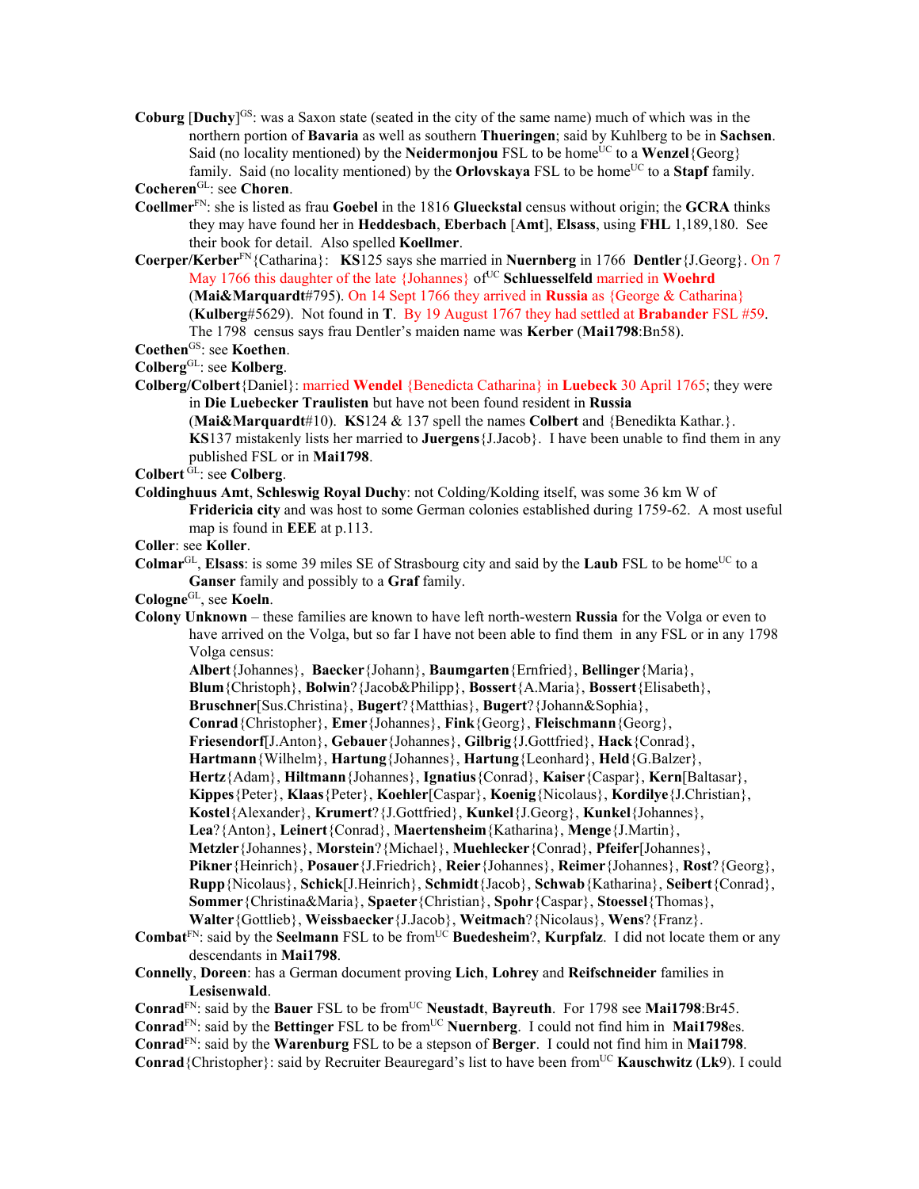**Coburg** [**Duchy**][GS]: was a Saxon state (seated in the city of the same name) much of which was in the northern portion of **Bavaria** as well as southern **Thueringen**; said by Kuhlberg to be in **Sachsen**. Said (no locality mentioned) by the **Neidermonjou** FSL to be home[UC] to a **Wenzel**{Georg} family. Said (no locality mentioned) by the **Orlovskaya** FSL to be home[UC] to a **Stapf** family.

**Cocheren**[GL]: see **Choren**.

**Coellmer**[FN]: she is listed as frau **Goebel** in the 1816 **Glueckstal** census without origin; the **GCRA** thinks they may have found her in **Heddesbach**, **Eberbach** [**Amt**], **Elsass**, using **FHL** 1,189,180. See their book for detail. Also spelled **Koellmer**.

**Coerper/Kerber**[FN]{Catharina}: **KS**125 says she married in **Nuernberg** in 1766 **Dentler**{J.Georg}. On 7 May 1766 this daughter of the late {Johannes} of[UC] **Schluesselfeld** married in **Woehrd** (**Mai&Marquardt**#795). On 14 Sept 1766 they arrived in **Russia** as {George & Catharina} (**Kulberg**#5629). Not found in **T**. By 19 August 1767 they had settled at **Brabander** FSL #59. The 1798 census says frau Dentler's maiden name was **Kerber** (**Mai1798**:Bn58).

**Coethen**[GS]: see **Koethen**.

**Colberg**[GL]: see **Kolberg**.

**Colberg/Colbert**{Daniel}: married **Wendel** {Benedicta Catharina} in **Luebeck** 30 April 1765; they were in **Die Luebecker Traulisten** but have not been found resident in **Russia** (**Mai&Marquardt**#10). **KS**124 & 137 spell the names **Colbert** and {Benedikta Kathar.}. **KS**137 mistakenly lists her married to **Juergens**{J.Jacob}. I have been unable to find them in any published FSL or in **Mai1798**.

**Colbert** [GL]: see **Colberg**.

**Coldinghuus Amt**, **Schleswig Royal Duchy**: not Colding/Kolding itself, was some 36 km W of **Fridericia city** and was host to some German colonies established during 1759-62. A most useful map is found in **EEE** at p.113.

**Coller**: see **Koller**.

**Colmar**[GL], **Elsass**: is some 39 miles SE of Strasbourg city and said by the **Laub** FSL to be home[UC] to a **Ganser** family and possibly to a **Graf** family.

**Cologne**[GL], see **Koeln**.

**Colony Unknown** – these families are known to have left north-western **Russia** for the Volga or even to have arrived on the Volga, but so far I have not been able to find them in any FSL or in any 1798 Volga census:
**Albert**{Johannes}, **Baecker**{Johann}, **Baumgarten**{Ernfried}, **Bellinger**{Maria}, **Blum**{Christoph}, **Bolwin**?{Jacob&Philipp}, **Bossert**{A.Maria}, **Bossert**{Elisabeth}, **Bruschner**[Sus.Christina}, **Bugert**?{Matthias}, **Bugert**?{Johann&Sophia}, **Conrad**{Christopher}, **Emer**{Johannes}, **Fink**{Georg}, **Fleischmann**{Georg}, **Friesendorf**[J.Anton}, **Gebauer**{Johannes}, **Gilbrig**{J.Gottfried}, **Hack**{Conrad}, **Hartmann**{Wilhelm}, **Hartung**{Johannes}, **Hartung**{Leonhard}, **Held**{G.Balzer}, **Hertz**{Adam}, **Hiltmann**{Johannes}, **Ignatius**{Conrad}, **Kaiser**{Caspar}, **Kern**[Baltasar}, **Kippes**{Peter}, **Klaas**{Peter}, **Koehler**[Caspar}, **Koenig**{Nicolaus}, **Kordilye**{J.Christian}, **Kostel**{Alexander}, **Krumert**?{J.Gottfried}, **Kunkel**{J.Georg}, **Kunkel**{Johannes}, **Lea**?{Anton}, **Leinert**{Conrad}, **Maertensheim**{Katharina}, **Menge**{J.Martin}, **Metzler**{Johannes}, **Morstein**?{Michael}, **Muehlecker**{Conrad}, **Pfeifer**[Johannes}, **Pikner**{Heinrich}, **Posauer**{J.Friedrich}, **Reier**{Johannes}, **Reimer**{Johannes}, **Rost**?{Georg}, **Rupp**{Nicolaus}, **Schick**[J.Heinrich}, **Schmidt**{Jacob}, **Schwab**{Katharina}, **Seibert**{Conrad}, **Sommer**{Christina&Maria}, **Spaeter**{Christian}, **Spohr**{Caspar}, **Stoessel**{Thomas}, **Walter**{Gottlieb}, **Weissbaecker**{J.Jacob}, **Weitmach**?{Nicolaus}, **Wens**?{Franz}.

**Combat**[FN]: said by the **Seelmann** FSL to be from[UC] **Buedesheim**?, **Kurpfalz**. I did not locate them or any descendants in **Mai1798**.

**Connelly**, **Doreen**: has a German document proving **Lich**, **Lohrey** and **Reifschneider** families in **Lesisenwald**.

**Conrad**[FN]: said by the **Bauer** FSL to be from[UC] **Neustadt**, **Bayreuth**. For 1798 see **Mai1798**:Br45.

**Conrad**[FN]: said by the **Bettinger** FSL to be from[UC] **Nuernberg**. I could not find him in **Mai1798**es.

**Conrad**[FN]: said by the **Warenburg** FSL to be a stepson of **Berger**. I could not find him in **Mai1798**.

**Conrad**{Christopher}: said by Recruiter Beauregard's list to have been from[UC] **Kauschwitz** (**Lk**9). I could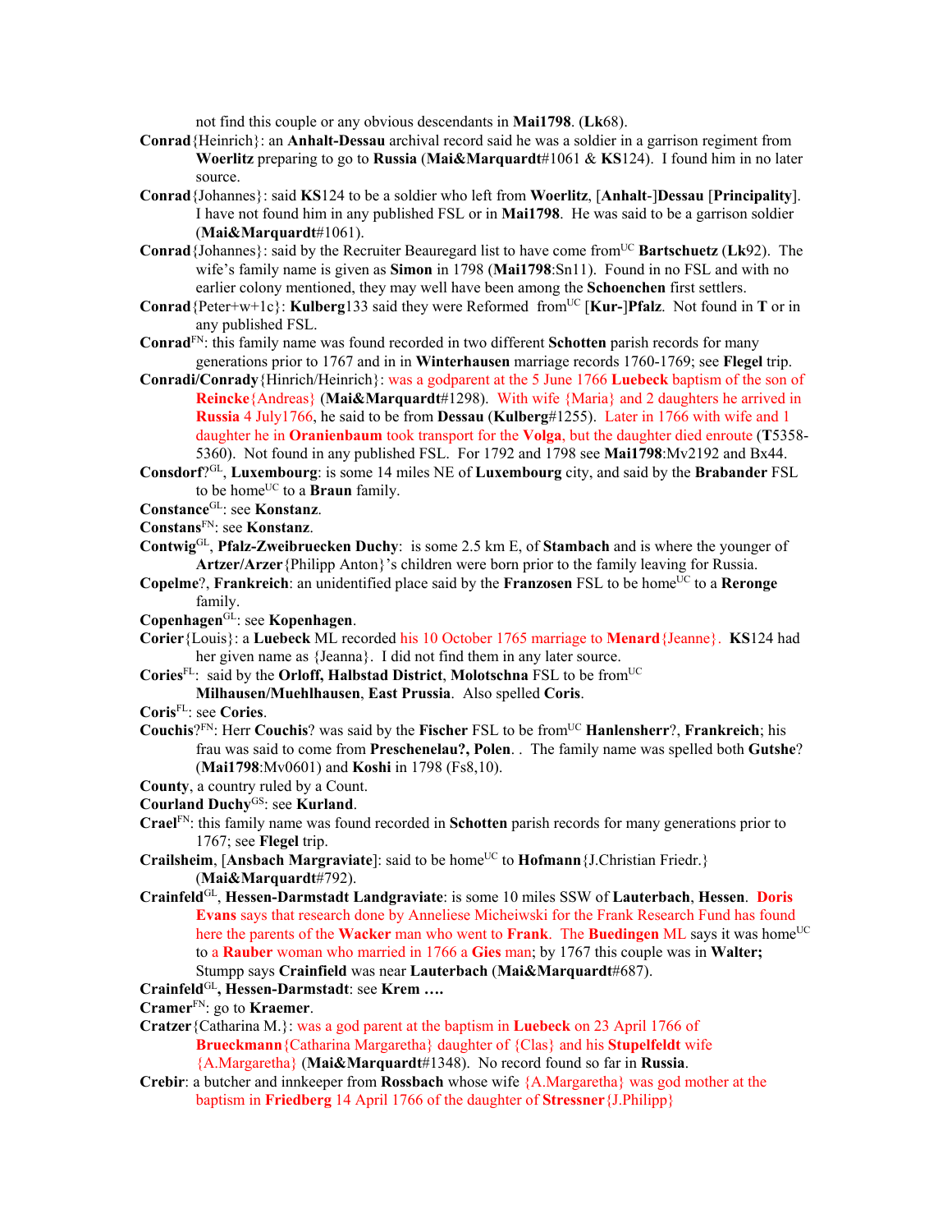not find this couple or any obvious descendants in **Mai1798**. (**Lk**68).

**Conrad**{Heinrich}: an **Anhalt-Dessau** archival record said he was a soldier in a garrison regiment from **Woerlitz** preparing to go to **Russia** (**Mai&Marquardt**#1061 & **KS**124). I found him in no later source.

**Conrad**{Johannes}: said **KS**124 to be a soldier who left from **Woerlitz**, [**Anhalt**-]**Dessau** [**Principality**]. I have not found him in any published FSL or in **Mai1798**. He was said to be a garrison soldier (**Mai&Marquardt**#1061).

**Conrad**{Johannes}: said by the Recruiter Beauregard list to have come from[UC] **Bartschuetz** (**Lk**92). The wife's family name is given as **Simon** in 1798 (**Mai1798**:Sn11). Found in no FSL and with no earlier colony mentioned, they may well have been among the **Schoenchen** first settlers.

**Conrad**{Peter+w+1c}: **Kulberg**133 said they were Reformed from[UC] [**Kur-**]**Pfalz**. Not found in **T** or in any published FSL.

**Conrad**[FN]: this family name was found recorded in two different **Schotten** parish records for many generations prior to 1767 and in in **Winterhausen** marriage records 1760-1769; see **Flegel** trip.

**Conradi/Conrady**{Hinrich/Heinrich}: was a godparent at the 5 June 1766 **Luebeck** baptism of the son of **Reincke**{Andreas} (**Mai&Marquardt**#1298). With wife {Maria} and 2 daughters he arrived in **Russia** 4 July1766, he said to be from **Dessau** (**Kulberg**#1255). Later in 1766 with wife and 1 daughter he in **Oranienbaum** took transport for the **Volga**, but the daughter died enroute (**T**5358-5360). Not found in any published FSL. For 1792 and 1798 see **Mai1798**:Mv2192 and Bx44.

**Consdorf**?[GL], **Luxembourg**: is some 14 miles NE of **Luxembourg** city, and said by the **Brabander** FSL to be home[UC] to a **Braun** family.

**Constance**[GL]: see **Konstanz**.

**Constans**[FN]: see **Konstanz**.

**Contwig**[GL], **Pfalz-Zweibruecken Duchy**: is some 2.5 km E, of **Stambach** and is where the younger of **Artzer/Arzer**{Philipp Anton}'s children were born prior to the family leaving for Russia.

**Copelme**?, **Frankreich**: an unidentified place said by the **Franzosen** FSL to be home[UC] to a **Reronge** family.

**Copenhagen**[GL]: see **Kopenhagen**.

**Corier**{Louis}: a **Luebeck** ML recorded his 10 October 1765 marriage to **Menard**{Jeanne}. **KS**124 had her given name as {Jeanna}. I did not find them in any later source.

**Cories**[FL]: said by the **Orloff, Halbstad District**, **Molotschna** FSL to be from[UC] **Milhausen/Muehlhausen**, **East Prussia**. Also spelled **Coris**.

**Coris**[FL]: see **Cories**.

**Couchis**?[FN]: Herr **Couchis**? was said by the **Fischer** FSL to be from[UC] **Hanlensherr**?, **Frankreich**; his frau was said to come from **Preschenelau?, Polen**. . The family name was spelled both **Gutshe**? (**Mai1798**:Mv0601) and **Koshi** in 1798 (Fs8,10).

**County**, a country ruled by a Count.

**Courland Duchy**[GS]: see **Kurland**.

**Crael**[FN]: this family name was found recorded in **Schotten** parish records for many generations prior to 1767; see **Flegel** trip.

**Crailsheim**, [**Ansbach Margraviate**]: said to be home[UC] to **Hofmann**{J.Christian Friedr.} (**Mai&Marquardt**#792).

**Crainfeld**[GL], **Hessen-Darmstadt Landgraviate**: is some 10 miles SSW of **Lauterbach**, **Hessen**. **Doris Evans** says that research done by Anneliese Micheiwski for the Frank Research Fund has found here the parents of the **Wacker** man who went to **Frank**. The **Buedingen** ML says it was home[UC] to a **Rauber** woman who married in 1766 a **Gies** man; by 1767 this couple was in **Walter;** Stumpp says **Crainfield** was near **Lauterbach** (**Mai&Marquardt**#687).

**Crainfeld**[GL]**, Hessen-Darmstadt**: see **Krem ….**

**Cramer**[FN]: go to **Kraemer**.

**Cratzer**{Catharina M.}: was a god parent at the baptism in **Luebeck** on 23 April 1766 of **Brueckmann**{Catharina Margaretha} daughter of {Clas} and his **Stupelfeldt** wife {A.Margaretha} (**Mai&Marquardt**#1348). No record found so far in **Russia**.

**Crebir**: a butcher and innkeeper from **Rossbach** whose wife {A.Margaretha} was god mother at the baptism in **Friedberg** 14 April 1766 of the daughter of **Stressner**{J.Philipp}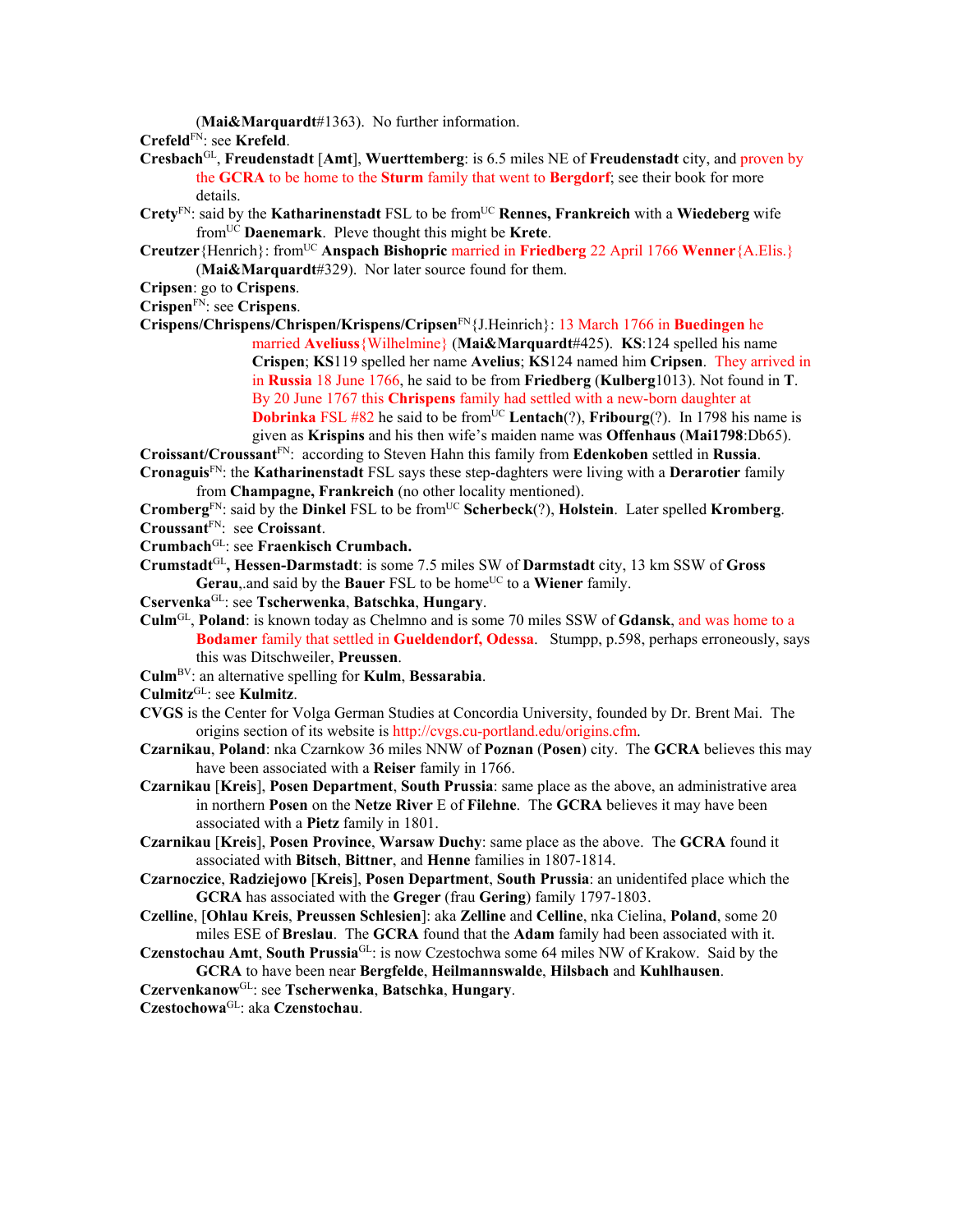(**Mai&Marquardt**#1363). No further information.

**Crefeld**[FN]: see **Krefeld**.

**Cresbach**[GL], **Freudenstadt** [**Amt**], **Wuerttemberg**: is 6.5 miles NE of **Freudenstadt** city, and proven by the **GCRA** to be home to the **Sturm** family that went to **Bergdorf**; see their book for more details.

**Crety**[FN]: said by the **Katharinenstadt** FSL to be from[UC] **Rennes, Frankreich** with a **Wiedeberg** wife from[UC] **Daenemark**. Pleve thought this might be **Krete**.

**Creutzer**{Henrich}: from[UC] **Anspach Bishopric** married in **Friedberg** 22 April 1766 **Wenner**{A.Elis.} (**Mai&Marquardt**#329). Nor later source found for them.

**Cripsen**: go to **Crispens**.

**Crispen**[FN]: see **Crispens**.

**Crispens/Chrispens/Chrispen/Krispens/Cripsen**[FN]{J.Heinrich}: 13 March 1766 in **Buedingen** he married **Aveliuss**{Wilhelmine} (**Mai&Marquardt**#425). **KS**:124 spelled his name **Crispen**; **KS**119 spelled her name **Avelius**; **KS**124 named him **Cripsen**. They arrived in in **Russia** 18 June 1766, he said to be from **Friedberg** (**Kulberg**1013). Not found in **T**. By 20 June 1767 this **Chrispens** family had settled with a new-born daughter at **Dobrinka** FSL #82 he said to be from[UC] **Lentach**(?), **Fribourg**(?). In 1798 his name is given as **Krispins** and his then wife's maiden name was **Offenhaus** (**Mai1798**:Db65).

**Croissant/Croussant**[FN]: according to Steven Hahn this family from **Edenkoben** settled in **Russia**.

**Cronaguis**[FN]: the **Katharinenstadt** FSL says these step-daghters were living with a **Derarotier** family from **Champagne, Frankreich** (no other locality mentioned).

**Cromberg**[FN]: said by the **Dinkel** FSL to be from[UC] **Scherbeck**(?), **Holstein**. Later spelled **Kromberg**.

**Croussant**[FN]: see **Croissant**.

**Crumbach**[GL]: see **Fraenkisch Crumbach.**

**Crumstadt**[GL]**, Hessen-Darmstadt**: is some 7.5 miles SW of **Darmstadt** city, 13 km SSW of **Gross Gerau**,.and said by the **Bauer** FSL to be home[UC] to a **Wiener** family.

**Cservenka**[GL]: see **Tscherwenka**, **Batschka**, **Hungary**.

**Culm**[GL], **Poland**: is known today as Chelmno and is some 70 miles SSW of **Gdansk**, and was home to a **Bodamer** family that settled in **Gueldendorf, Odessa**. Stumpp, p.598, perhaps erroneously, says this was Ditschweiler, **Preussen**.

**Culm**[BV]: an alternative spelling for **Kulm**, **Bessarabia**.

**Culmitz**[GL]: see **Kulmitz**.

**CVGS** is the Center for Volga German Studies at Concordia University, founded by Dr. Brent Mai. The origins section of its website is http://cvgs.cu-portland.edu/origins.cfm.

**Czarnikau**, **Poland**: nka Czarnkow 36 miles NNW of **Poznan** (**Posen**) city. The **GCRA** believes this may have been associated with a **Reiser** family in 1766.

**Czarnikau** [**Kreis**], **Posen Department**, **South Prussia**: same place as the above, an administrative area in northern **Posen** on the **Netze River** E of **Filehne**. The **GCRA** believes it may have been associated with a **Pietz** family in 1801.

**Czarnikau** [**Kreis**], **Posen Province**, **Warsaw Duchy**: same place as the above. The **GCRA** found it associated with **Bitsch**, **Bittner**, and **Henne** families in 1807-1814.

**Czarnoczice**, **Radziejowo** [**Kreis**], **Posen Department**, **South Prussia**: an unidentifed place which the **GCRA** has associated with the **Greger** (frau **Gering**) family 1797-1803.

**Czelline**, [**Ohlau Kreis**, **Preussen Schlesien**]: aka **Zelline** and **Celline**, nka Cielina, **Poland**, some 20 miles ESE of **Breslau**. The **GCRA** found that the **Adam** family had been associated with it.

**Czenstochau Amt**, **South Prussia**[GL]: is now Czestochwa some 64 miles NW of Krakow. Said by the **GCRA** to have been near **Bergfelde**, **Heilmannswalde**, **Hilsbach** and **Kuhlhausen**.

**Czervenkanow**[GL]: see **Tscherwenka**, **Batschka**, **Hungary**.

**Czestochowa**[GL]: aka **Czenstochau**.